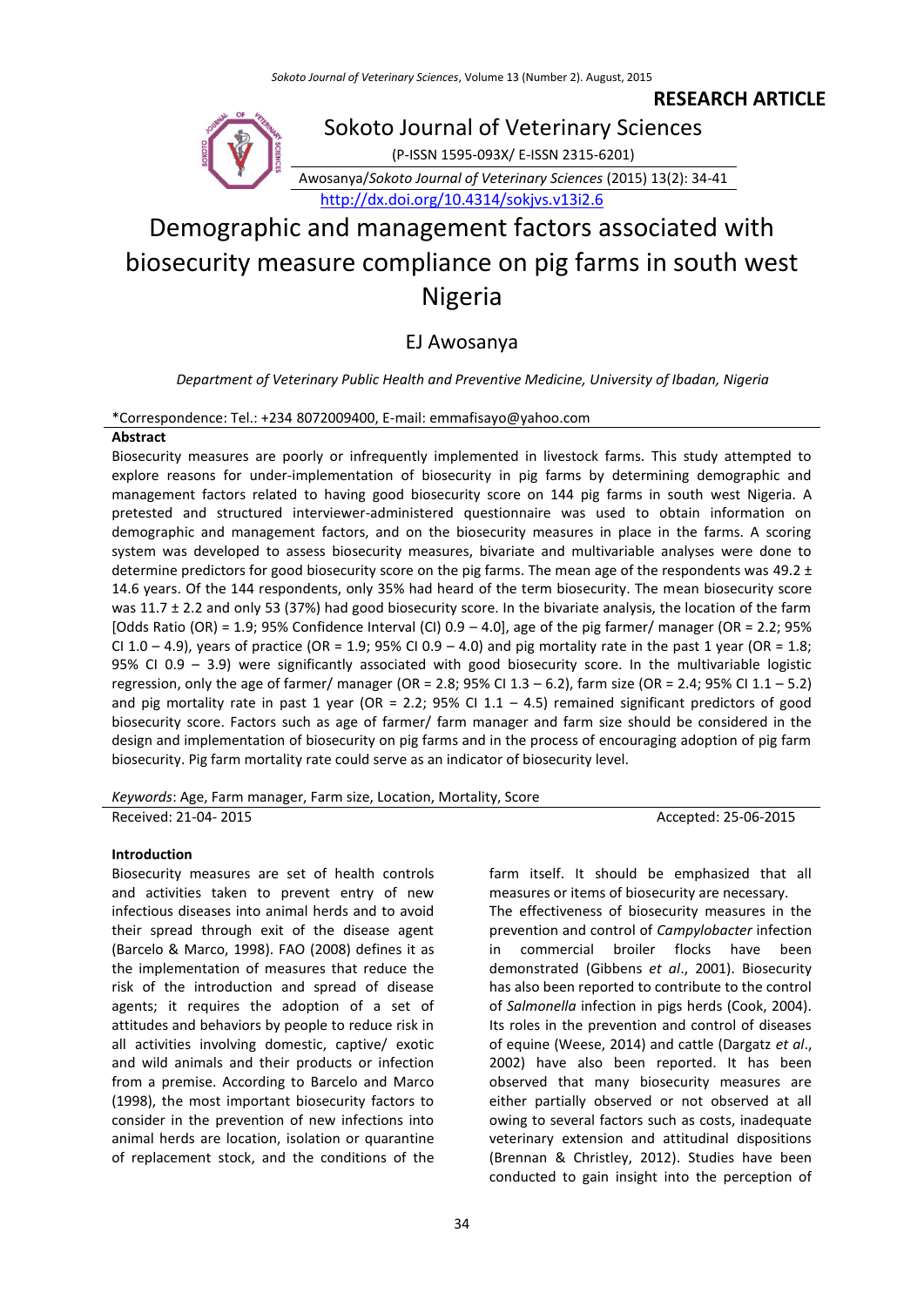RESEARCH ARTICLE

Sokoto Journal of Veterinary Sciences

(P-ISSN 1595-093X/ E-ISSN 2315-6201)

Awosanya/*Sokoto Journal of Veterinary Sciences* (2015) 13(2): 34-41

http://dx.doi.org/10.4314/sokjvs.v13i2.6

# Demographic and management factors associated with biosecurity measure compliance on pig farms in south west Nigeria

EJ Awosanya

*Department of Veterinary Public Health and Preventive Medicine, University of Ibadan, Nigeria*

*Correspondence: Tel.: +234 8072009400, E-mail: emmafisayo@yahoo.com

## Abstract

Biosecurity measures are poorly or infrequently implemented in livestock farms. This study attempted to explore reasons for under-implementation of biosecurity in pig farms by determining demographic and management factors related to having good biosecurity score on 144 pig farms in south west Nigeria. A pretested and structured interviewer-administered questionnaire was used to obtain information on demographic and management factors, and on the biosecurity measures in place in the farms. A scoring system was developed to assess biosecurity measures, bivariate and multivariable analyses were done to determine predictors for good biosecurity score on the pig farms. The mean age of the respondents was 49.2 ± 14.6 years. Of the 144 respondents, only 35% had heard of the term biosecurity. The mean biosecurity score was 11.7 ± 2.2 and only 53 (37%) had good biosecurity score. In the bivariate analysis, the location of the farm [Odds Ratio (OR) = 1.9; 95% Confidence Interval (CI) 0.9 – 4.0], age of the pig farmer/ manager (OR = 2.2; 95% CI 1.0 – 4.9), years of practice (OR = 1.9; 95% CI 0.9 – 4.0) and pig mortality rate in the past 1 year (OR = 1.8; 95% CI 0.9 – 3.9) were significantly associated with good biosecurity score. In the multivariable logistic regression, only the age of farmer/ manager (OR = 2.8; 95% CI 1.3 – 6.2), farm size (OR = 2.4; 95% CI 1.1 – 5.2) and pig mortality rate in past 1 year (OR = 2.2; 95% CI 1.1 – 4.5) remained significant predictors of good biosecurity score. Factors such as age of farmer/ farm manager and farm size should be considered in the design and implementation of biosecurity on pig farms and in the process of encouraging adoption of pig farm biosecurity. Pig farm mortality rate could serve as an indicator of biosecurity level.

*Keywords*: Age, Farm manager, Farm size, Location, Mortality, Score

Received: 21-04- 2015 | Accepted: 25-06-2015

## Introduction

Biosecurity measures are set of health controls and activities taken to prevent entry of new infectious diseases into animal herds and to avoid their spread through exit of the disease agent (Barcelo & Marco, 1998). FAO (2008) defines it as the implementation of measures that reduce the risk of the introduction and spread of disease agents; it requires the adoption of a set of attitudes and behaviors by people to reduce risk in all activities involving domestic, captive/ exotic and wild animals and their products or infection from a premise. According to Barcelo and Marco (1998), the most important biosecurity factors to consider in the prevention of new infections into animal herds are location, isolation or quarantine of replacement stock, and the conditions of the farm itself. It should be emphasized that all measures or items of biosecurity are necessary.

The effectiveness of biosecurity measures in the prevention and control of *Campylobacter* infection in commercial broiler flocks have been demonstrated (Gibbens *et al*., 2001). Biosecurity has also been reported to contribute to the control of *Salmonella* infection in pigs herds (Cook, 2004). Its roles in the prevention and control of diseases of equine (Weese, 2014) and cattle (Dargatz *et al*., 2002) have also been reported. It has been observed that many biosecurity measures are either partially observed or not observed at all owing to several factors such as costs, inadequate veterinary extension and attitudinal dispositions (Brennan & Christley, 2012). Studies have been conducted to gain insight into the perception of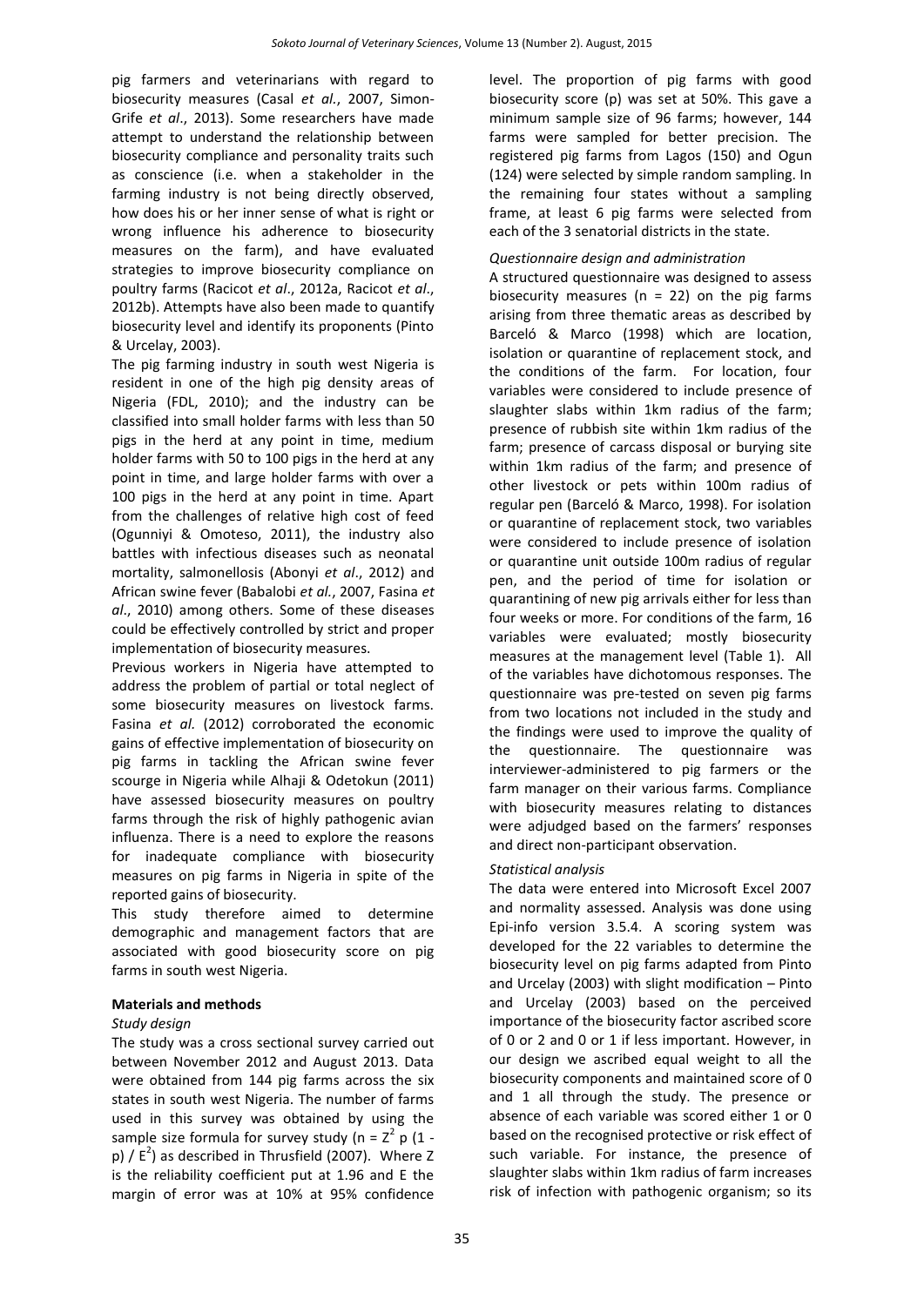pig farmers and veterinarians with regard to biosecurity measures (Casal *et al.*, 2007, Simon-Grife *et al*., 2013). Some researchers have made attempt to understand the relationship between biosecurity compliance and personality traits such as conscience (i.e. when a stakeholder in the farming industry is not being directly observed, how does his or her inner sense of what is right or wrong influence his adherence to biosecurity measures on the farm), and have evaluated strategies to improve biosecurity compliance on poultry farms (Racicot *et al*., 2012a, Racicot *et al*., 2012b). Attempts have also been made to quantify biosecurity level and identify its proponents (Pinto & Urcelay, 2003).

The pig farming industry in south west Nigeria is resident in one of the high pig density areas of Nigeria (FDL, 2010); and the industry can be classified into small holder farms with less than 50 pigs in the herd at any point in time, medium holder farms with 50 to 100 pigs in the herd at any point in time, and large holder farms with over a 100 pigs in the herd at any point in time. Apart from the challenges of relative high cost of feed (Ogunniyi & Omoteso, 2011), the industry also battles with infectious diseases such as neonatal mortality, salmonellosis (Abonyi *et al*., 2012) and African swine fever (Babalobi *et al.*, 2007, Fasina *et al*., 2010) among others. Some of these diseases could be effectively controlled by strict and proper implementation of biosecurity measures.

Previous workers in Nigeria have attempted to address the problem of partial or total neglect of some biosecurity measures on livestock farms. Fasina *et al.* (2012) corroborated the economic gains of effective implementation of biosecurity on pig farms in tackling the African swine fever scourge in Nigeria while Alhaji & Odetokun (2011) have assessed biosecurity measures on poultry farms through the risk of highly pathogenic avian influenza. There is a need to explore the reasons for inadequate compliance with biosecurity measures on pig farms in Nigeria in spite of the reported gains of biosecurity.

This study therefore aimed to determine demographic and management factors that are associated with good biosecurity score on pig farms in south west Nigeria.

## Materials and methods

### *Study design*

The study was a cross sectional survey carried out between November 2012 and August 2013. Data were obtained from 144 pig farms across the six states in south west Nigeria. The number of farms used in this survey was obtained by using the sample size formula for survey study ($n = Z^2 p (1 - p) / E^2$) as described in Thrusfield (2007). Where Z is the reliability coefficient put at 1.96 and E the margin of error was at 10% at 95% confidence level. The proportion of pig farms with good biosecurity score (p) was set at 50%. This gave a minimum sample size of 96 farms; however, 144 farms were sampled for better precision. The registered pig farms from Lagos (150) and Ogun (124) were selected by simple random sampling. In the remaining four states without a sampling frame, at least 6 pig farms were selected from each of the 3 senatorial districts in the state.

### *Questionnaire design and administration*

A structured questionnaire was designed to assess biosecurity measures (n = 22) on the pig farms arising from three thematic areas as described by Barceló & Marco (1998) which are location, isolation or quarantine of replacement stock, and the conditions of the farm. For location, four variables were considered to include presence of slaughter slabs within 1km radius of the farm; presence of rubbish site within 1km radius of the farm; presence of carcass disposal or burying site within 1km radius of the farm; and presence of other livestock or pets within 100m radius of regular pen (Barceló & Marco, 1998). For isolation or quarantine of replacement stock, two variables were considered to include presence of isolation or quarantine unit outside 100m radius of regular pen, and the period of time for isolation or quarantining of new pig arrivals either for less than four weeks or more. For conditions of the farm, 16 variables were evaluated; mostly biosecurity measures at the management level (Table 1). All of the variables have dichotomous responses. The questionnaire was pre-tested on seven pig farms from two locations not included in the study and the findings were used to improve the quality of the questionnaire. The questionnaire was interviewer-administered to pig farmers or the farm manager on their various farms. Compliance with biosecurity measures relating to distances were adjudged based on the farmers' responses and direct non-participant observation.

### *Statistical analysis*

The data were entered into Microsoft Excel 2007 and normality assessed. Analysis was done using Epi-info version 3.5.4. A scoring system was developed for the 22 variables to determine the biosecurity level on pig farms adapted from Pinto and Urcelay (2003) with slight modification – Pinto and Urcelay (2003) based on the perceived importance of the biosecurity factor ascribed score of 0 or 2 and 0 or 1 if less important. However, in our design we ascribed equal weight to all the biosecurity components and maintained score of 0 and 1 all through the study. The presence or absence of each variable was scored either 1 or 0 based on the recognised protective or risk effect of such variable. For instance, the presence of slaughter slabs within 1km radius of farm increases risk of infection with pathogenic organism; so its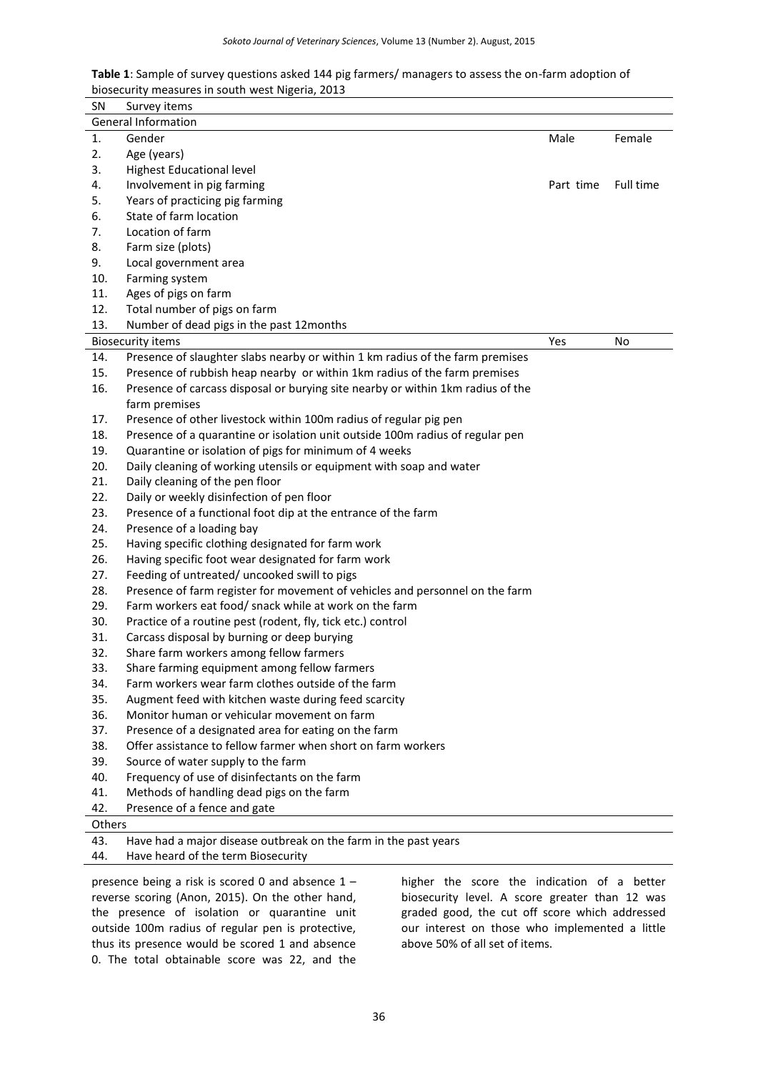**Table 1**: Sample of survey questions asked 144 pig farmers/ managers to assess the on-farm adoption of biosecurity measures in south west Nigeria, 2013

| SN | Survey items | | |
|---|---|---|---|
| **General Information** | | | |
| 1. | Gender | Male | Female |
| 2. | Age (years) | | |
| 3. | Highest Educational level | | |
| 4. | Involvement in pig farming | Part time | Full time |
| 5. | Years of practicing pig farming | | |
| 6. | State of farm location | | |
| 7. | Location of farm | | |
| 8. | Farm size (plots) | | |
| 9. | Local government area | | |
| 10. | Farming system | | |
| 11. | Ages of pigs on farm | | |
| 12. | Total number of pigs on farm | | |
| 13. | Number of dead pigs in the past 12months | | |
| **Biosecurity items** | | Yes | No |
| 14. | Presence of slaughter slabs nearby or within 1 km radius of the farm premises | | |
| 15. | Presence of rubbish heap nearby or within 1km radius of the farm premises | | |
| 16. | Presence of carcass disposal or burying site nearby or within 1km radius of the farm premises | | |
| 17. | Presence of other livestock within 100m radius of regular pig pen | | |
| 18. | Presence of a quarantine or isolation unit outside 100m radius of regular pen | | |
| 19. | Quarantine or isolation of pigs for minimum of 4 weeks | | |
| 20. | Daily cleaning of working utensils or equipment with soap and water | | |
| 21. | Daily cleaning of the pen floor | | |
| 22. | Daily or weekly disinfection of pen floor | | |
| 23. | Presence of a functional foot dip at the entrance of the farm | | |
| 24. | Presence of a loading bay | | |
| 25. | Having specific clothing designated for farm work | | |
| 26. | Having specific foot wear designated for farm work | | |
| 27. | Feeding of untreated/ uncooked swill to pigs | | |
| 28. | Presence of farm register for movement of vehicles and personnel on the farm | | |
| 29. | Farm workers eat food/ snack while at work on the farm | | |
| 30. | Practice of a routine pest (rodent, fly, tick etc.) control | | |
| 31. | Carcass disposal by burning or deep burying | | |
| 32. | Share farm workers among fellow farmers | | |
| 33. | Share farming equipment among fellow farmers | | |
| 34. | Farm workers wear farm clothes outside of the farm | | |
| 35. | Augment feed with kitchen waste during feed scarcity | | |
| 36. | Monitor human or vehicular movement on farm | | |
| 37. | Presence of a designated area for eating on the farm | | |
| 38. | Offer assistance to fellow farmer when short on farm workers | | |
| 39. | Source of water supply to the farm | | |
| 40. | Frequency of use of disinfectants on the farm | | |
| 41. | Methods of handling dead pigs on the farm | | |
| 42. | Presence of a fence and gate | | |
| **Others** | | | |
| 43. | Have had a major disease outbreak on the farm in the past years | | |
| 44. | Have heard of the term Biosecurity | | |

presence being a risk is scored 0 and absence 1 – reverse scoring (Anon, 2015). On the other hand, the presence of isolation or quarantine unit outside 100m radius of regular pen is protective, thus its presence would be scored 1 and absence 0. The total obtainable score was 22, and the higher the score the indication of a better biosecurity level. A score greater than 12 was graded good, the cut off score which addressed our interest on those who implemented a little above 50% of all set of items.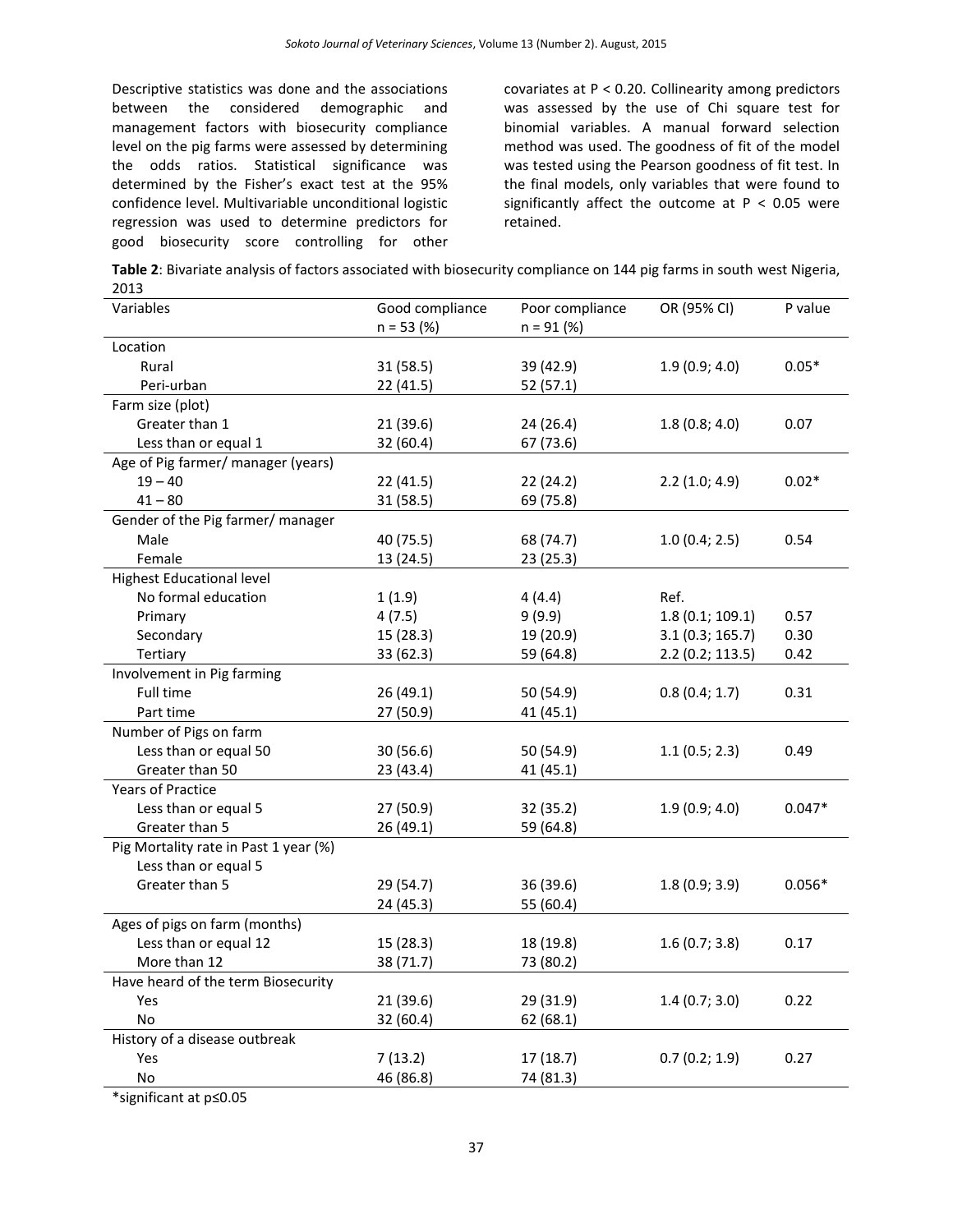Descriptive statistics was done and the associations between the considered demographic and management factors with biosecurity compliance level on the pig farms were assessed by determining the odds ratios. Statistical significance was determined by the Fisher's exact test at the 95% confidence level. Multivariable unconditional logistic regression was used to determine predictors for good biosecurity score controlling for other covariates at $P < 0.20$. Collinearity among predictors was assessed by the use of Chi square test for binomial variables. A manual forward selection method was used. The goodness of fit of the model was tested using the Pearson goodness of fit test. In the final models, only variables that were found to significantly affect the outcome at $P < 0.05$ were retained.

**Table 2**: Bivariate analysis of factors associated with biosecurity compliance on 144 pig farms in south west Nigeria, 2013

| Variables | Good compliance n = 53 (%) | Poor compliance n = 91 (%) | OR (95% CI) | P value |
|---|---|---|---|---|
| Location | | | | |
| Rural | 31 (58.5) | 39 (42.9) | 1.9 (0.9; 4.0) | 0.05* |
| Peri-urban | 22 (41.5) | 52 (57.1) | | |
| Farm size (plot) | | | | |
| Greater than 1 | 21 (39.6) | 24 (26.4) | 1.8 (0.8; 4.0) | 0.07 |
| Less than or equal 1 | 32 (60.4) | 67 (73.6) | | |
| Age of Pig farmer/ manager (years) | | | | |
| 19 – 40 | 22 (41.5) | 22 (24.2) | 2.2 (1.0; 4.9) | 0.02* |
| 41 – 80 | 31 (58.5) | 69 (75.8) | | |
| Gender of the Pig farmer/ manager | | | | |
| Male | 40 (75.5) | 68 (74.7) | 1.0 (0.4; 2.5) | 0.54 |
| Female | 13 (24.5) | 23 (25.3) | | |
| Highest Educational level | | | | |
| No formal education | 1 (1.9) | 4 (4.4) | Ref. | |
| Primary | 4 (7.5) | 9 (9.9) | 1.8 (0.1; 109.1) | 0.57 |
| Secondary | 15 (28.3) | 19 (20.9) | 3.1 (0.3; 165.7) | 0.30 |
| Tertiary | 33 (62.3) | 59 (64.8) | 2.2 (0.2; 113.5) | 0.42 |
| Involvement in Pig farming | | | | |
| Full time | 26 (49.1) | 50 (54.9) | 0.8 (0.4; 1.7) | 0.31 |
| Part time | 27 (50.9) | 41 (45.1) | | |
| Number of Pigs on farm | | | | |
| Less than or equal 50 | 30 (56.6) | 50 (54.9) | 1.1 (0.5; 2.3) | 0.49 |
| Greater than 50 | 23 (43.4) | 41 (45.1) | | |
| Years of Practice | | | | |
| Less than or equal 5 | 27 (50.9) | 32 (35.2) | 1.9 (0.9; 4.0) | 0.047* |
| Greater than 5 | 26 (49.1) | 59 (64.8) | | |
| Pig Mortality rate in Past 1 year (%) | | | | |
| Less than or equal 5 | | | | |
| Greater than 5 | 29 (54.7) | 36 (39.6) | 1.8 (0.9; 3.9) | 0.056* |
| | 24 (45.3) | 55 (60.4) | | |
| Ages of pigs on farm (months) | | | | |
| Less than or equal 12 | 15 (28.3) | 18 (19.8) | 1.6 (0.7; 3.8) | 0.17 |
| More than 12 | 38 (71.7) | 73 (80.2) | | |
| Have heard of the term Biosecurity | | | | |
| Yes | 21 (39.6) | 29 (31.9) | 1.4 (0.7; 3.0) | 0.22 |
| No | 32 (60.4) | 62 (68.1) | | |
| History of a disease outbreak | | | | |
| Yes | 7 (13.2) | 17 (18.7) | 0.7 (0.2; 1.9) | 0.27 |
| No | 46 (86.8) | 74 (81.3) | | |

*significant at p≤0.05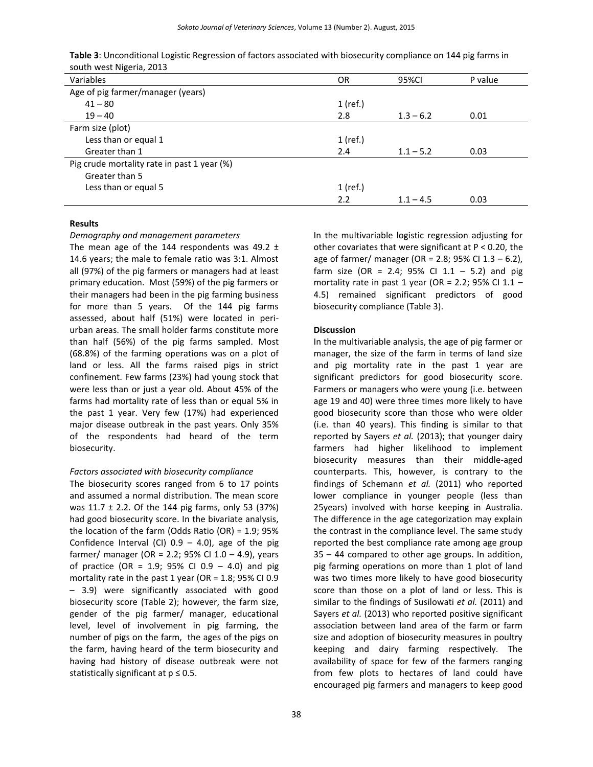**Table 3**: Unconditional Logistic Regression of factors associated with biosecurity compliance on 144 pig farms in south west Nigeria, 2013

| Variables | OR | 95%CI | P value |
|---|---|---|---|
| Age of pig farmer/manager (years) | | | |
| 41 – 80 | 1 (ref.) | | |
| 19 – 40 | 2.8 | 1.3 – 6.2 | 0.01 |
| Farm size (plot) | | | |
| Less than or equal 1 | 1 (ref.) | | |
| Greater than 1 | 2.4 | 1.1 – 5.2 | 0.03 |
| Pig crude mortality rate in past 1 year (%) | | | |
| Greater than 5 | | | |
| Less than or equal 5 | 1 (ref.) | | |
| | 2.2 | 1.1 – 4.5 | 0.03 |

### Results

*Demography and management parameters*

The mean age of the 144 respondents was 49.2 ± 14.6 years; the male to female ratio was 3:1. Almost all (97%) of the pig farmers or managers had at least primary education. Most (59%) of the pig farmers or their managers had been in the pig farming business for more than 5 years. Of the 144 pig farms assessed, about half (51%) were located in peri-urban areas. The small holder farms constitute more than half (56%) of the pig farms sampled. Most (68.8%) of the farming operations was on a plot of land or less. All the farms raised pigs in strict confinement. Few farms (23%) had young stock that were less than or just a year old. About 45% of the farms had mortality rate of less than or equal 5% in the past 1 year. Very few (17%) had experienced major disease outbreak in the past years. Only 35% of the respondents had heard of the term biosecurity.

*Factors associated with biosecurity compliance*

The biosecurity scores ranged from 6 to 17 points and assumed a normal distribution. The mean score was 11.7 ± 2.2. Of the 144 pig farms, only 53 (37%) had good biosecurity score. In the bivariate analysis, the location of the farm (Odds Ratio (OR) = 1.9; 95% Confidence Interval (CI) 0.9 – 4.0), age of the pig farmer/ manager (OR = 2.2; 95% CI 1.0 – 4.9), years of practice (OR = 1.9; 95% CI 0.9 – 4.0) and pig mortality rate in the past 1 year (OR = 1.8; 95% CI 0.9 – 3.9) were significantly associated with good biosecurity score (Table 2); however, the farm size, gender of the pig farmer/ manager, educational level, level of involvement in pig farming, the number of pigs on the farm, the ages of the pigs on the farm, having heard of the term biosecurity and having had history of disease outbreak were not statistically significant at $p \leq 0.5$.

In the multivariable logistic regression adjusting for other covariates that were significant at $P < 0.20$, the age of farmer/ manager (OR = 2.8; 95% CI 1.3 – 6.2), farm size (OR = 2.4; 95% CI 1.1 – 5.2) and pig mortality rate in past 1 year (OR = 2.2; 95% CI 1.1 – 4.5) remained significant predictors of good biosecurity compliance (Table 3).

### Discussion

In the multivariable analysis, the age of pig farmer or manager, the size of the farm in terms of land size and pig mortality rate in the past 1 year are significant predictors for good biosecurity score. Farmers or managers who were young (i.e. between age 19 and 40) were three times more likely to have good biosecurity score than those who were older (i.e. than 40 years). This finding is similar to that reported by Sayers *et al.* (2013); that younger dairy farmers had higher likelihood to implement biosecurity measures than their middle-aged counterparts. This, however, is contrary to the findings of Schemann *et al.* (2011) who reported lower compliance in younger people (less than 25years) involved with horse keeping in Australia. The difference in the age categorization may explain the contrast in the compliance level. The same study reported the best compliance rate among age group 35 – 44 compared to other age groups. In addition, pig farming operations on more than 1 plot of land was two times more likely to have good biosecurity score than those on a plot of land or less. This is similar to the findings of Susilowati *et al.* (2011) and Sayers *et al.* (2013) who reported positive significant association between land area of the farm or farm size and adoption of biosecurity measures in poultry keeping and dairy farming respectively. The availability of space for few of the farmers ranging from few plots to hectares of land could have encouraged pig farmers and managers to keep good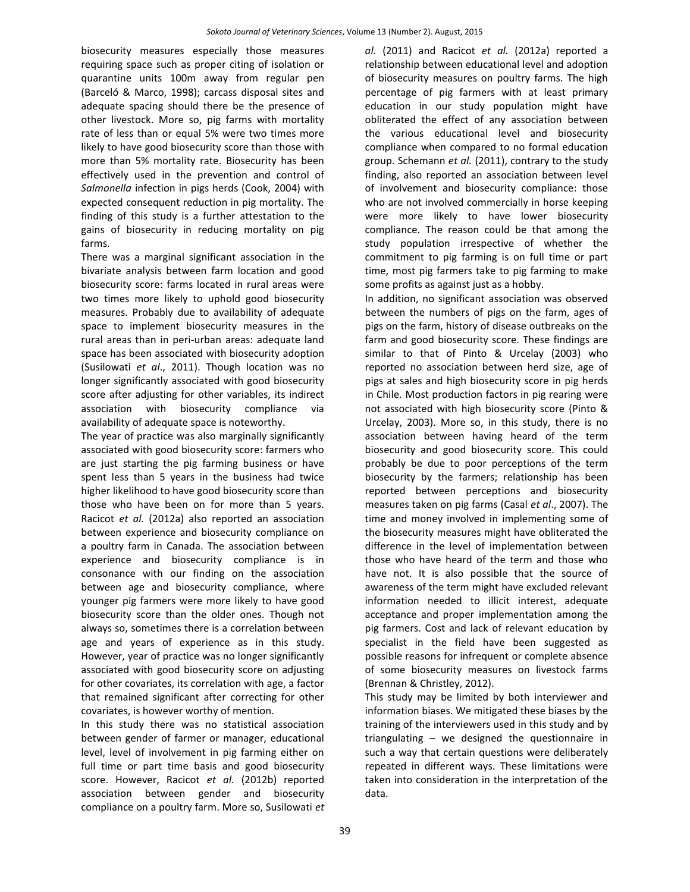biosecurity measures especially those measures requiring space such as proper citing of isolation or quarantine units 100m away from regular pen (Barceló & Marco, 1998); carcass disposal sites and adequate spacing should there be the presence of other livestock. More so, pig farms with mortality rate of less than or equal 5% were two times more likely to have good biosecurity score than those with more than 5% mortality rate. Biosecurity has been effectively used in the prevention and control of *Salmonella* infection in pigs herds (Cook, 2004) with expected consequent reduction in pig mortality. The finding of this study is a further attestation to the gains of biosecurity in reducing mortality on pig farms.

There was a marginal significant association in the bivariate analysis between farm location and good biosecurity score: farms located in rural areas were two times more likely to uphold good biosecurity measures. Probably due to availability of adequate space to implement biosecurity measures in the rural areas than in peri-urban areas: adequate land space has been associated with biosecurity adoption (Susilowati *et al*., 2011). Though location was no longer significantly associated with good biosecurity score after adjusting for other variables, its indirect association with biosecurity compliance via availability of adequate space is noteworthy.

The year of practice was also marginally significantly associated with good biosecurity score: farmers who are just starting the pig farming business or have spent less than 5 years in the business had twice higher likelihood to have good biosecurity score than those who have been on for more than 5 years. Racicot *et al.* (2012a) also reported an association between experience and biosecurity compliance on a poultry farm in Canada. The association between experience and biosecurity compliance is in consonance with our finding on the association between age and biosecurity compliance, where younger pig farmers were more likely to have good biosecurity score than the older ones. Though not always so, sometimes there is a correlation between age and years of experience as in this study. However, year of practice was no longer significantly associated with good biosecurity score on adjusting for other covariates, its correlation with age, a factor that remained significant after correcting for other covariates, is however worthy of mention.

In this study there was no statistical association between gender of farmer or manager, educational level, level of involvement in pig farming either on full time or part time basis and good biosecurity score. However, Racicot *et al.* (2012b) reported association between gender and biosecurity compliance on a poultry farm. More so, Susilowati *et al.* (2011) and Racicot *et al.* (2012a) reported a relationship between educational level and adoption of biosecurity measures on poultry farms. The high percentage of pig farmers with at least primary education in our study population might have obliterated the effect of any association between the various educational level and biosecurity compliance when compared to no formal education group. Schemann *et al.* (2011), contrary to the study finding, also reported an association between level of involvement and biosecurity compliance: those who are not involved commercially in horse keeping were more likely to have lower biosecurity compliance. The reason could be that among the study population irrespective of whether the commitment to pig farming is on full time or part time, most pig farmers take to pig farming to make some profits as against just as a hobby.

In addition, no significant association was observed between the numbers of pigs on the farm, ages of pigs on the farm, history of disease outbreaks on the farm and good biosecurity score. These findings are similar to that of Pinto & Urcelay (2003) who reported no association between herd size, age of pigs at sales and high biosecurity score in pig herds in Chile. Most production factors in pig rearing were not associated with high biosecurity score (Pinto & Urcelay, 2003). More so, in this study, there is no association between having heard of the term biosecurity and good biosecurity score. This could probably be due to poor perceptions of the term biosecurity by the farmers; relationship has been reported between perceptions and biosecurity measures taken on pig farms (Casal *et al*., 2007). The time and money involved in implementing some of the biosecurity measures might have obliterated the difference in the level of implementation between those who have heard of the term and those who have not. It is also possible that the source of awareness of the term might have excluded relevant information needed to illicit interest, adequate acceptance and proper implementation among the pig farmers. Cost and lack of relevant education by specialist in the field have been suggested as possible reasons for infrequent or complete absence of some biosecurity measures on livestock farms (Brennan & Christley, 2012).

This study may be limited by both interviewer and information biases. We mitigated these biases by the training of the interviewers used in this study and by triangulating – we designed the questionnaire in such a way that certain questions were deliberately repeated in different ways. These limitations were taken into consideration in the interpretation of the data.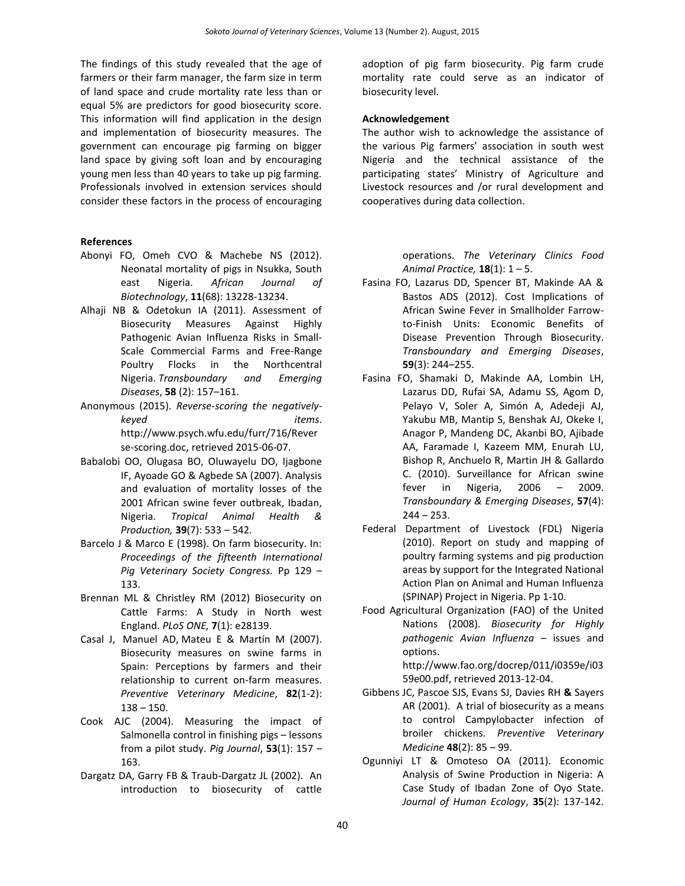The findings of this study revealed that the age of farmers or their farm manager, the farm size in term of land space and crude mortality rate less than or equal 5% are predictors for good biosecurity score. This information will find application in the design and implementation of biosecurity measures. The government can encourage pig farming on bigger land space by giving soft loan and by encouraging young men less than 40 years to take up pig farming. Professionals involved in extension services should consider these factors in the process of encouraging adoption of pig farm biosecurity. Pig farm crude mortality rate could serve as an indicator of biosecurity level.

**Acknowledgement**

The author wish to acknowledge the assistance of the various Pig farmers' association in south west Nigeria and the technical assistance of the participating states' Ministry of Agriculture and Livestock resources and /or rural development and cooperatives during data collection.

**References**

Abonyi FO, Omeh CVO & Machebe NS (2012). Neonatal mortality of pigs in Nsukka, South east Nigeria. *African Journal of Biotechnology*, **11**(68): 13228-13234.

Alhaji NB & Odetokun IA (2011). Assessment of Biosecurity Measures Against Highly Pathogenic Avian Influenza Risks in Small-Scale Commercial Farms and Free-Range Poultry Flocks in the Northcentral Nigeria. *Transboundary and Emerging Diseases*, **58** (2): 157–161.

Anonymous (2015). *Reverse-scoring the negatively-keyed items*. http://www.psych.wfu.edu/furr/716/Reverse-scoring.doc, retrieved 2015-06-07.

Babalobi OO, Olugasa BO, Oluwayelu DO, Ijagbone IF, Ayoade GO & Agbede SA (2007). Analysis and evaluation of mortality losses of the 2001 African swine fever outbreak, Ibadan, Nigeria. *Tropical Animal Health & Production,* **39**(7): 533 – 542.

Barcelo J & Marco E (1998). On farm biosecurity. In: *Proceedings of the fifteenth International Pig Veterinary Society Congress.* Pp 129 – 133.

Brennan ML & Christley RM (2012) Biosecurity on Cattle Farms: A Study in North west England. *PLoS ONE,* **7**(1): e28139.

Casal J, Manuel AD, Mateu E & Martín M (2007). Biosecurity measures on swine farms in Spain: Perceptions by farmers and their relationship to current on-farm measures. *Preventive Veterinary Medicine*, **82**(1-2): 138 – 150.

Cook AJC (2004). Measuring the impact of Salmonella control in finishing pigs – lessons from a pilot study. *Pig Journal*, **53**(1): 157 – 163.

Dargatz DA, Garry FB & Traub-Dargatz JL (2002). An introduction to biosecurity of cattle operations. *The Veterinary Clinics Food Animal Practice,* **18**(1): 1 – 5.

Fasina FO, Lazarus DD, Spencer BT, Makinde AA & Bastos ADS (2012). Cost Implications of African Swine Fever in Smallholder Farrow-to-Finish Units: Economic Benefits of Disease Prevention Through Biosecurity. *Transboundary and Emerging Diseases*, **59**(3): 244–255.

Fasina FO, Shamaki D, Makinde AA, Lombin LH, Lazarus DD, Rufai SA, Adamu SS, Agom D, Pelayo V, Soler A, Simón A, Adedeji AJ, Yakubu MB, Mantip S, Benshak AJ, Okeke I, Anagor P, Mandeng DC, Akanbi BO, Ajibade AA, Faramade I, Kazeem MM, Enurah LU, Bishop R, Anchuelo R, Martin JH & Gallardo C. (2010). Surveillance for African swine fever in Nigeria, 2006 – 2009. *Transboundary & Emerging Diseases*, **57**(4): 244 – 253.

Federal Department of Livestock (FDL) Nigeria (2010). Report on study and mapping of poultry farming systems and pig production areas by support for the Integrated National Action Plan on Animal and Human Influenza (SPINAP) Project in Nigeria. Pp 1-10.

Food Agricultural Organization (FAO) of the United Nations (2008). *Biosecurity for Highly pathogenic Avian Influenza* – issues and options. http://www.fao.org/docrep/011/i0359e/i0359e00.pdf, retrieved 2013-12-04.

Gibbens JC, Pascoe SJS, Evans SJ, Davies RH **&** Sayers AR (2001). A trial of biosecurity as a means to control Campylobacter infection of broiler chickens. *Preventive Veterinary Medicine* **48**(2): 85 – 99.

Ogunniyi LT & Omoteso OA (2011). Economic Analysis of Swine Production in Nigeria: A Case Study of Ibadan Zone of Oyo State. *Journal of Human Ecology*, **35**(2): 137-142.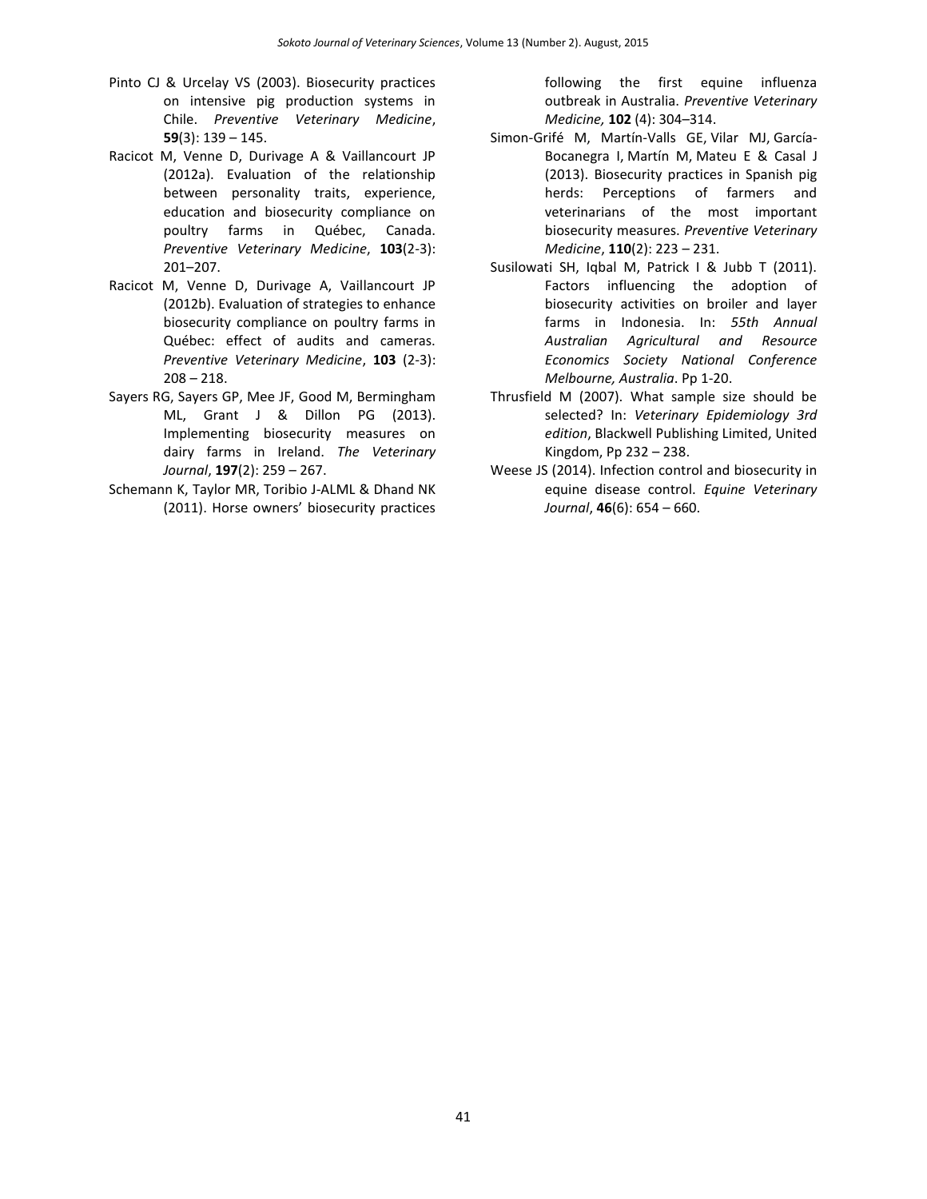Pinto CJ & Urcelay VS (2003). Biosecurity practices on intensive pig production systems in Chile. *Preventive Veterinary Medicine*, **59**(3): 139 – 145.

Racicot M, Venne D, Durivage A & Vaillancourt JP (2012a). Evaluation of the relationship between personality traits, experience, education and biosecurity compliance on poultry farms in Québec, Canada. *Preventive Veterinary Medicine*, **103**(2-3): 201–207.

Racicot M, Venne D, Durivage A, Vaillancourt JP (2012b). Evaluation of strategies to enhance biosecurity compliance on poultry farms in Québec: effect of audits and cameras. *Preventive Veterinary Medicine*, **103** (2-3): 208 – 218.

Sayers RG, Sayers GP, Mee JF, Good M, Bermingham ML, Grant J & Dillon PG (2013). Implementing biosecurity measures on dairy farms in Ireland. *The Veterinary Journal*, **197**(2): 259 – 267.

Schemann K, Taylor MR, Toribio J-ALML & Dhand NK (2011). Horse owners' biosecurity practices following the first equine influenza outbreak in Australia. *Preventive Veterinary Medicine,* **102** (4): 304–314.

Simon-Grifé M, Martín-Valls GE, Vilar MJ, García-Bocanegra I, Martín M, Mateu E & Casal J (2013). Biosecurity practices in Spanish pig herds: Perceptions of farmers and veterinarians of the most important biosecurity measures. *Preventive Veterinary Medicine*, **110**(2): 223 – 231.

Susilowati SH, Iqbal M, Patrick I & Jubb T (2011). Factors influencing the adoption of biosecurity activities on broiler and layer farms in Indonesia. In: *55th Annual Australian Agricultural and Resource Economics Society National Conference Melbourne, Australia*. Pp 1-20.

Thrusfield M (2007). What sample size should be selected? In: *Veterinary Epidemiology 3rd edition*, Blackwell Publishing Limited, United Kingdom, Pp 232 – 238.

Weese JS (2014). Infection control and biosecurity in equine disease control. *Equine Veterinary Journal*, **46**(6): 654 – 660.